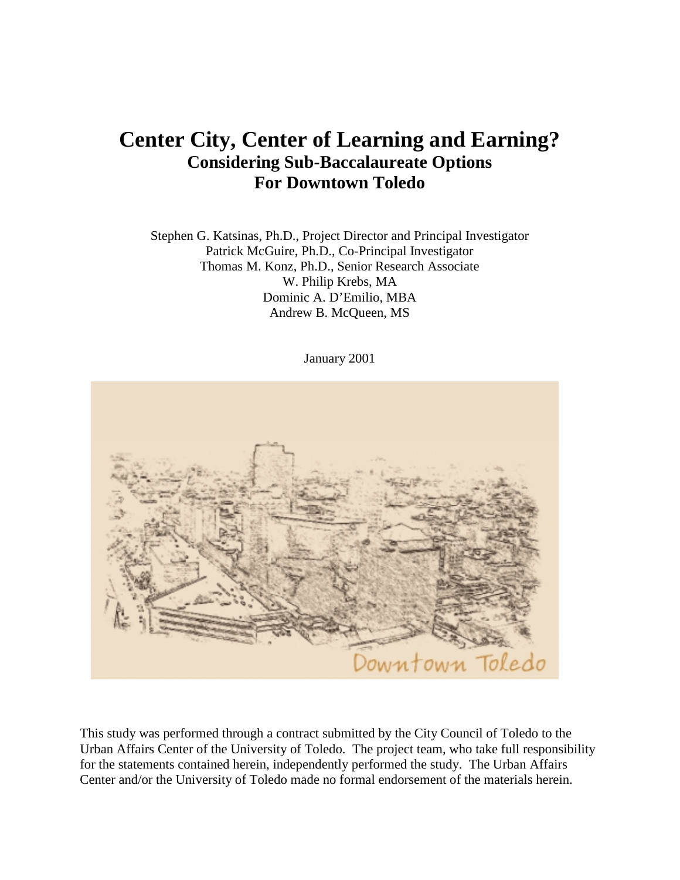# Center City, Center of Learning and Earning?

## Considering Sub-Baccalaureate Options For Downtown Toledo

Stephen G. Katsinas, Ph.D., Project Director and Principal Investigator
Patrick McGuire, Ph.D., Co-Principal Investigator
Thomas M. Konz, Ph.D., Senior Research Associate
W. Philip Krebs, MA
Dominic A. D'Emilio, MBA
Andrew B. McQueen, MS

January 2001

This study was performed through a contract submitted by the City Council of Toledo to the Urban Affairs Center of the University of Toledo. The project team, who take full responsibility for the statements contained herein, independently performed the study. The Urban Affairs Center and/or the University of Toledo made no formal endorsement of the materials herein.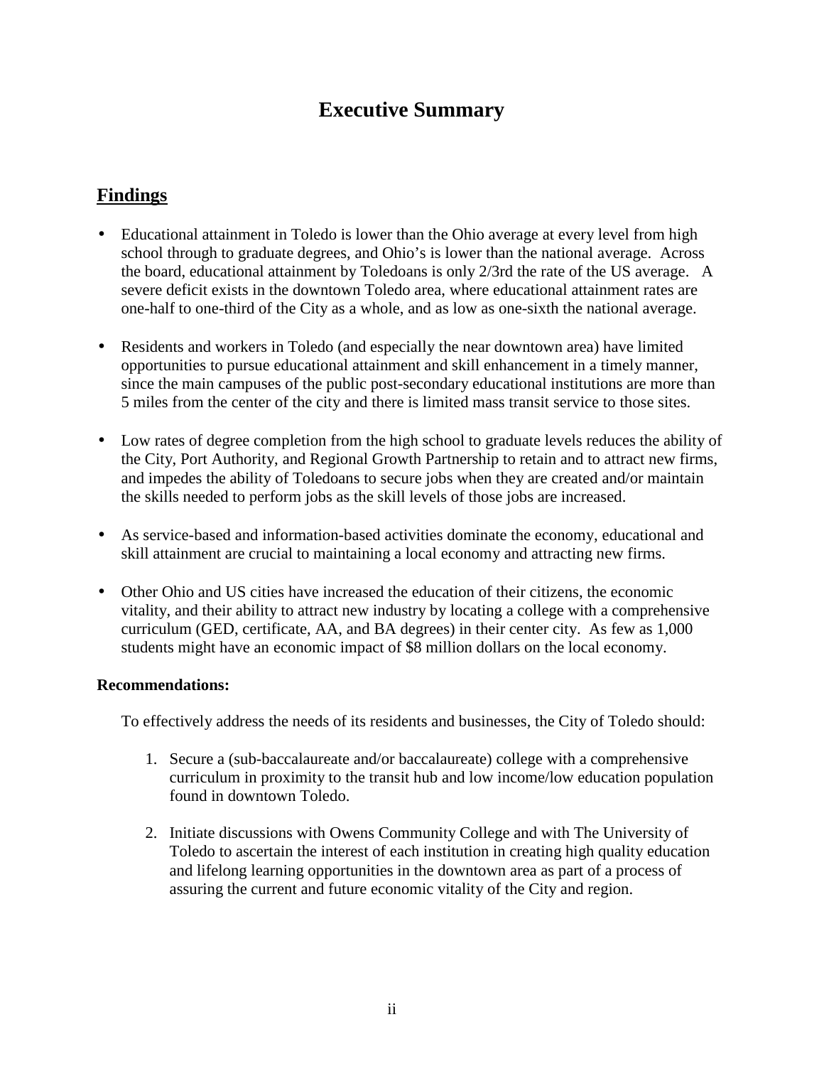# Executive Summary

## Findings

- Educational attainment in Toledo is lower than the Ohio average at every level from high school through to graduate degrees, and Ohio's is lower than the national average. Across the board, educational attainment by Toledoans is only 2/3rd the rate of the US average. A severe deficit exists in the downtown Toledo area, where educational attainment rates are one-half to one-third of the City as a whole, and as low as one-sixth the national average.

- Residents and workers in Toledo (and especially the near downtown area) have limited opportunities to pursue educational attainment and skill enhancement in a timely manner, since the main campuses of the public post-secondary educational institutions are more than 5 miles from the center of the city and there is limited mass transit service to those sites.

- Low rates of degree completion from the high school to graduate levels reduces the ability of the City, Port Authority, and Regional Growth Partnership to retain and to attract new firms, and impedes the ability of Toledoans to secure jobs when they are created and/or maintain the skills needed to perform jobs as the skill levels of those jobs are increased.

- As service-based and information-based activities dominate the economy, educational and skill attainment are crucial to maintaining a local economy and attracting new firms.

- Other Ohio and US cities have increased the education of their citizens, the economic vitality, and their ability to attract new industry by locating a college with a comprehensive curriculum (GED, certificate, AA, and BA degrees) in their center city. As few as 1,000 students might have an economic impact of $8 million dollars on the local economy.

**Recommendations:**

To effectively address the needs of its residents and businesses, the City of Toledo should:

1. Secure a (sub-baccalaureate and/or baccalaureate) college with a comprehensive curriculum in proximity to the transit hub and low income/low education population found in downtown Toledo.

2. Initiate discussions with Owens Community College and with The University of Toledo to ascertain the interest of each institution in creating high quality education and lifelong learning opportunities in the downtown area as part of a process of assuring the current and future economic vitality of the City and region.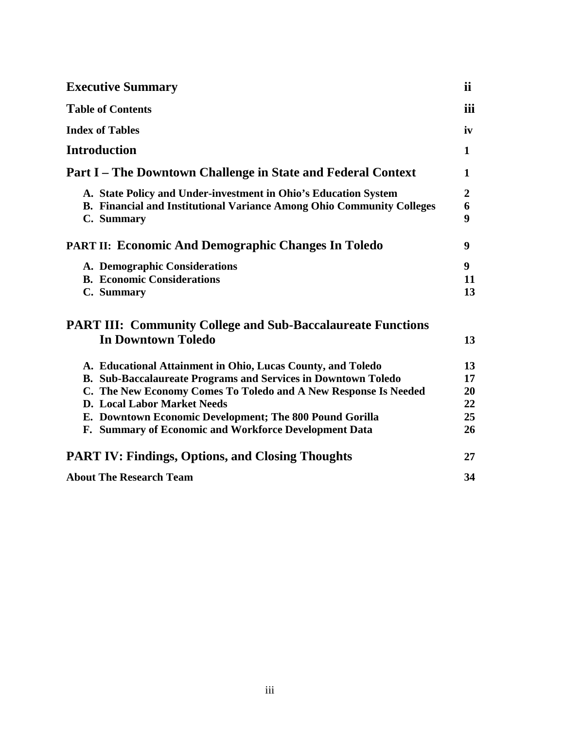| | |
|---|---|
| **Executive Summary** | **ii** |
| **Table of Contents** | **iii** |
| **Index of Tables** | **iv** |
| **Introduction** | **1** |
| **Part I – The Downtown Challenge in State and Federal Context** | **1** |
| **A. State Policy and Under-investment in Ohio's Education System** | **2** |
| **B. Financial and Institutional Variance Among Ohio Community Colleges** | **6** |
| **C. Summary** | **9** |
| **PART II: Economic And Demographic Changes In Toledo** | **9** |
| **A. Demographic Considerations** | **9** |
| **B. Economic Considerations** | **11** |
| **C. Summary** | **13** |
| **PART III: Community College and Sub-Baccalaureate Functions In Downtown Toledo** | **13** |
| **A. Educational Attainment in Ohio, Lucas County, and Toledo** | **13** |
| **B. Sub-Baccalaureate Programs and Services in Downtown Toledo** | **17** |
| **C. The New Economy Comes To Toledo and A New Response Is Needed** | **20** |
| **D. Local Labor Market Needs** | **22** |
| **E. Downtown Economic Development; The 800 Pound Gorilla** | **25** |
| **F. Summary of Economic and Workforce Development Data** | **26** |
| **PART IV: Findings, Options, and Closing Thoughts** | **27** |
| **About The Research Team** | **34** |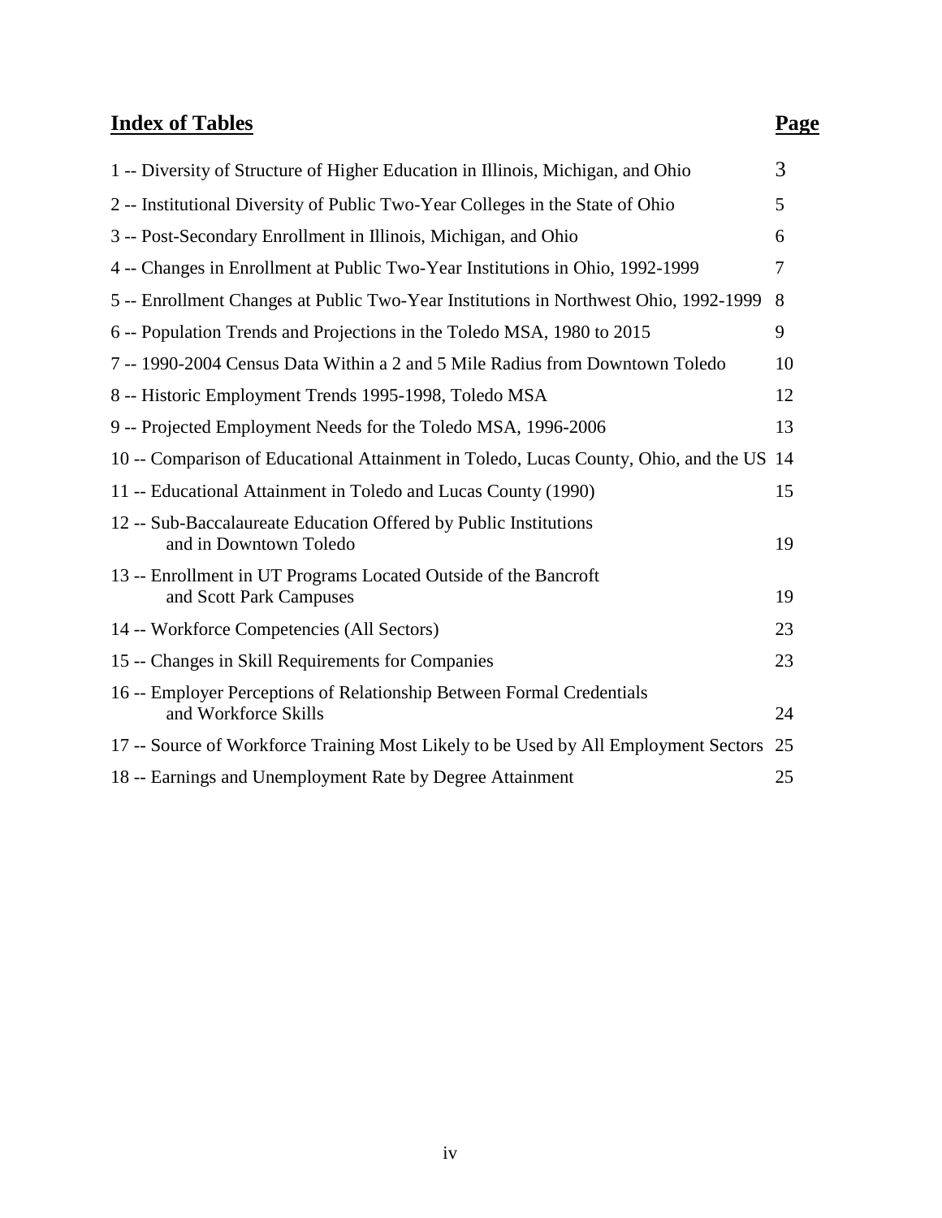## Index of Tables

| Index of Tables | Page |
|---|---|
| 1 -- Diversity of Structure of Higher Education in Illinois, Michigan, and Ohio | 3 |
| 2 -- Institutional Diversity of Public Two-Year Colleges in the State of Ohio | 5 |
| 3 -- Post-Secondary Enrollment in Illinois, Michigan, and Ohio | 6 |
| 4 -- Changes in Enrollment at Public Two-Year Institutions in Ohio, 1992-1999 | 7 |
| 5 -- Enrollment Changes at Public Two-Year Institutions in Northwest Ohio, 1992-1999 | 8 |
| 6 -- Population Trends and Projections in the Toledo MSA, 1980 to 2015 | 9 |
| 7 -- 1990-2004 Census Data Within a 2 and 5 Mile Radius from Downtown Toledo | 10 |
| 8 -- Historic Employment Trends 1995-1998, Toledo MSA | 12 |
| 9 -- Projected Employment Needs for the Toledo MSA, 1996-2006 | 13 |
| 10 -- Comparison of Educational Attainment in Toledo, Lucas County, Ohio, and the US | 14 |
| 11 -- Educational Attainment in Toledo and Lucas County (1990) | 15 |
| 12 -- Sub-Baccalaureate Education Offered by Public Institutions and in Downtown Toledo | 19 |
| 13 -- Enrollment in UT Programs Located Outside of the Bancroft and Scott Park Campuses | 19 |
| 14 -- Workforce Competencies (All Sectors) | 23 |
| 15 -- Changes in Skill Requirements for Companies | 23 |
| 16 -- Employer Perceptions of Relationship Between Formal Credentials and Workforce Skills | 24 |
| 17 -- Source of Workforce Training Most Likely to be Used by All Employment Sectors | 25 |
| 18 -- Earnings and Unemployment Rate by Degree Attainment | 25 |